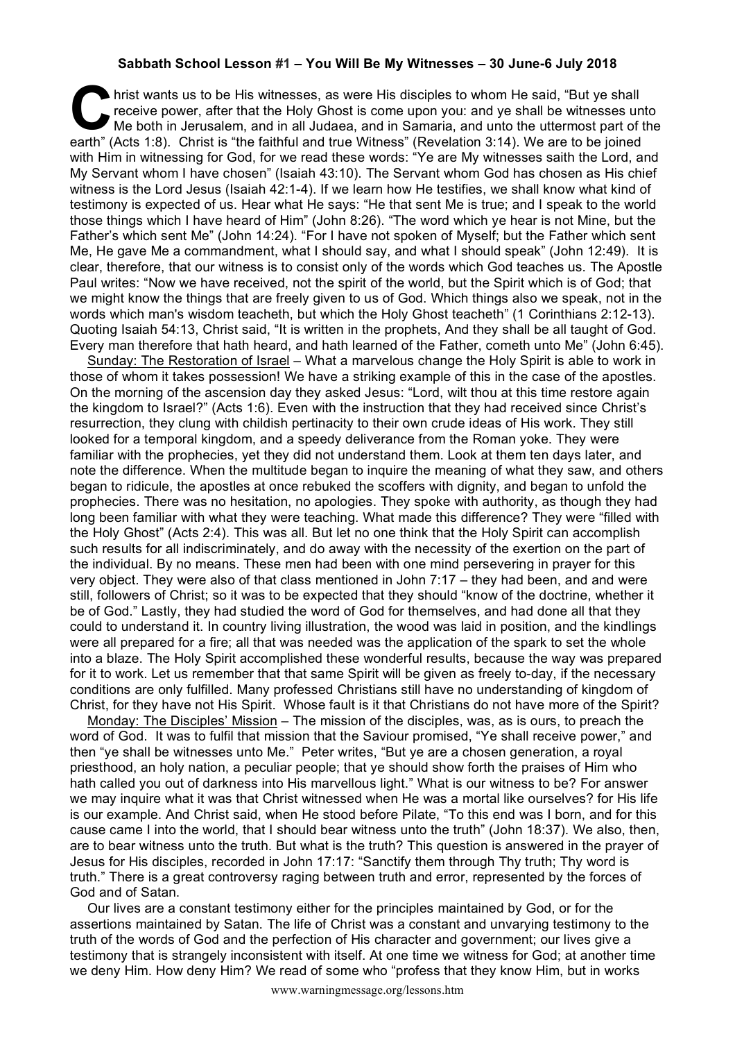**Sabbath School Lesson #1 – You Will Be My Witnesses – 30 June-6 July 2018**

Christ wants us to be His witnesses, as were His disciples to whom He said, "But ye shall receive power, after that the Holy Ghost is come upon you: and ye shall be witnesses unto Me both in Jerusalem, and in all Judaea, and in Samaria, and unto the uttermost part of the earth" (Acts 1:8). Christ is "the faithful and true Witness" (Revelation 3:14). We are to be joined with Him in witnessing for God, for we read these words: "Ye are My witnesses saith the Lord, and My Servant whom I have chosen" (Isaiah 43:10). The Servant whom God has chosen as His chief witness is the Lord Jesus (Isaiah 42:1-4). If we learn how He testifies, we shall know what kind of testimony is expected of us. Hear what He says: "He that sent Me is true; and I speak to the world those things which I have heard of Him" (John 8:26). "The word which ye hear is not Mine, but the Father's which sent Me" (John 14:24). "For I have not spoken of Myself; but the Father which sent Me, He gave Me a commandment, what I should say, and what I should speak" (John 12:49). It is clear, therefore, that our witness is to consist only of the words which God teaches us. The Apostle Paul writes: "Now we have received, not the spirit of the world, but the Spirit which is of God; that we might know the things that are freely given to us of God. Which things also we speak, not in the words which man's wisdom teacheth, but which the Holy Ghost teacheth" (1 Corinthians 2:12-13). Quoting Isaiah 54:13, Christ said, "It is written in the prophets, And they shall be all taught of God. Every man therefore that hath heard, and hath learned of the Father, cometh unto Me" (John 6:45).

Sunday: The Restoration of Israel – What a marvelous change the Holy Spirit is able to work in those of whom it takes possession! We have a striking example of this in the case of the apostles. On the morning of the ascension day they asked Jesus: "Lord, wilt thou at this time restore again the kingdom to Israel?" (Acts 1:6). Even with the instruction that they had received since Christ's resurrection, they clung with childish pertinacity to their own crude ideas of His work. They still looked for a temporal kingdom, and a speedy deliverance from the Roman yoke. They were familiar with the prophecies, yet they did not understand them. Look at them ten days later, and note the difference. When the multitude began to inquire the meaning of what they saw, and others began to ridicule, the apostles at once rebuked the scoffers with dignity, and began to unfold the prophecies. There was no hesitation, no apologies. They spoke with authority, as though they had long been familiar with what they were teaching. What made this difference? They were "filled with the Holy Ghost" (Acts 2:4). This was all. But let no one think that the Holy Spirit can accomplish such results for all indiscriminately, and do away with the necessity of the exertion on the part of the individual. By no means. These men had been with one mind persevering in prayer for this very object. They were also of that class mentioned in John 7:17 – they had been, and and were still, followers of Christ; so it was to be expected that they should "know of the doctrine, whether it be of God." Lastly, they had studied the word of God for themselves, and had done all that they could to understand it. In country living illustration, the wood was laid in position, and the kindlings were all prepared for a fire; all that was needed was the application of the spark to set the whole into a blaze. The Holy Spirit accomplished these wonderful results, because the way was prepared for it to work. Let us remember that that same Spirit will be given as freely to-day, if the necessary conditions are only fulfilled. Many professed Christians still have no understanding of kingdom of Christ, for they have not His Spirit. Whose fault is it that Christians do not have more of the Spirit?

Monday: The Disciples' Mission – The mission of the disciples, was, as is ours, to preach the word of God. It was to fulfil that mission that the Saviour promised, "Ye shall receive power," and then "ye shall be witnesses unto Me." Peter writes, "But ye are a chosen generation, a royal priesthood, an holy nation, a peculiar people; that ye should show forth the praises of Him who hath called you out of darkness into His marvellous light." What is our witness to be? For answer we may inquire what it was that Christ witnessed when He was a mortal like ourselves? for His life is our example. And Christ said, when He stood before Pilate, "To this end was I born, and for this cause came I into the world, that I should bear witness unto the truth" (John 18:37). We also, then, are to bear witness unto the truth. But what is the truth? This question is answered in the prayer of Jesus for His disciples, recorded in John 17:17: "Sanctify them through Thy truth; Thy word is truth." There is a great controversy raging between truth and error, represented by the forces of God and of Satan.

Our lives are a constant testimony either for the principles maintained by God, or for the assertions maintained by Satan. The life of Christ was a constant and unvarying testimony to the truth of the words of God and the perfection of His character and government; our lives give a testimony that is strangely inconsistent with itself. At one time we witness for God; at another time we deny Him. How deny Him? We read of some who "profess that they know Him, but in works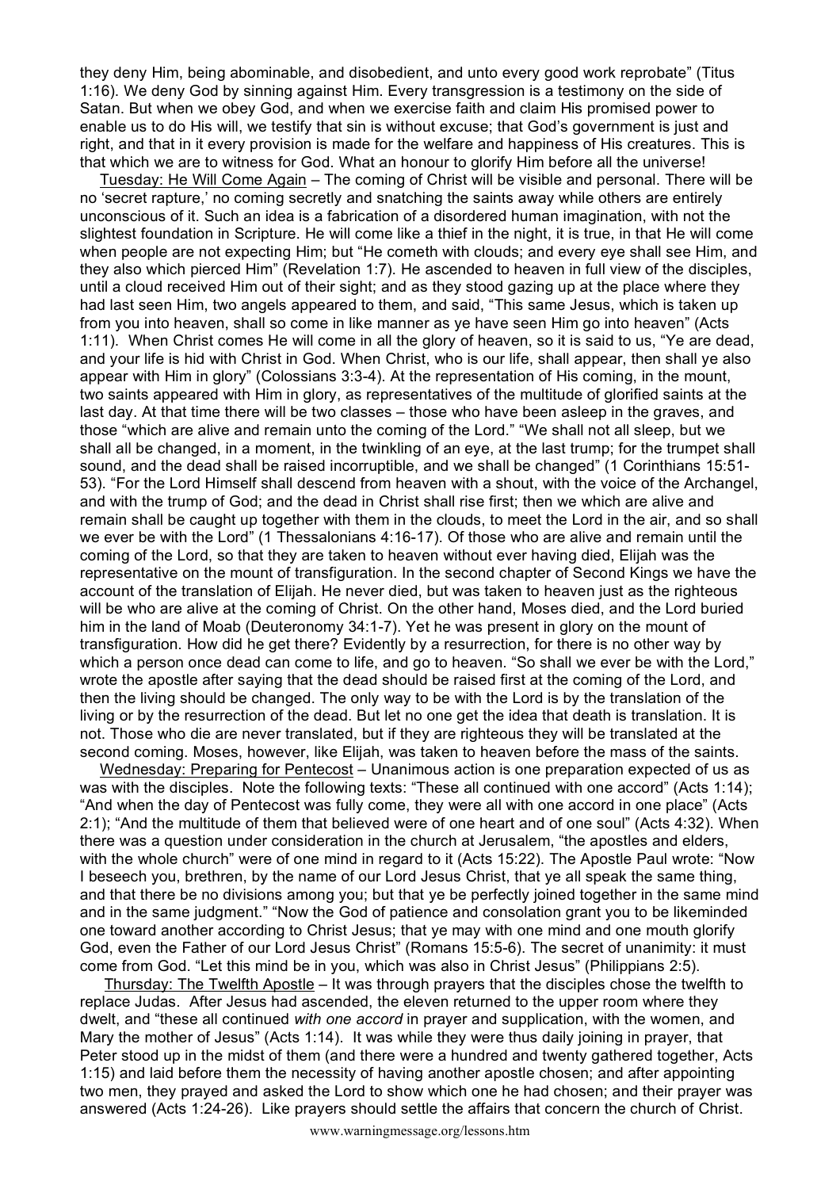they deny Him, being abominable, and disobedient, and unto every good work reprobate" (Titus 1:16). We deny God by sinning against Him. Every transgression is a testimony on the side of Satan. But when we obey God, and when we exercise faith and claim His promised power to enable us to do His will, we testify that sin is without excuse; that God's government is just and right, and that in it every provision is made for the welfare and happiness of His creatures. This is that which we are to witness for God. What an honour to glorify Him before all the universe!

Tuesday: He Will Come Again – The coming of Christ will be visible and personal. There will be no 'secret rapture,' no coming secretly and snatching the saints away while others are entirely unconscious of it. Such an idea is a fabrication of a disordered human imagination, with not the slightest foundation in Scripture. He will come like a thief in the night, it is true, in that He will come when people are not expecting Him; but "He cometh with clouds; and every eye shall see Him, and they also which pierced Him" (Revelation 1:7). He ascended to heaven in full view of the disciples, until a cloud received Him out of their sight; and as they stood gazing up at the place where they had last seen Him, two angels appeared to them, and said, "This same Jesus, which is taken up from you into heaven, shall so come in like manner as ye have seen Him go into heaven" (Acts 1:11). When Christ comes He will come in all the glory of heaven, so it is said to us, "Ye are dead, and your life is hid with Christ in God. When Christ, who is our life, shall appear, then shall ye also appear with Him in glory" (Colossians 3:3-4). At the representation of His coming, in the mount, two saints appeared with Him in glory, as representatives of the multitude of glorified saints at the last day. At that time there will be two classes – those who have been asleep in the graves, and those "which are alive and remain unto the coming of the Lord." "We shall not all sleep, but we shall all be changed, in a moment, in the twinkling of an eye, at the last trump; for the trumpet shall sound, and the dead shall be raised incorruptible, and we shall be changed" (1 Corinthians 15:51-53). "For the Lord Himself shall descend from heaven with a shout, with the voice of the Archangel, and with the trump of God; and the dead in Christ shall rise first; then we which are alive and remain shall be caught up together with them in the clouds, to meet the Lord in the air, and so shall we ever be with the Lord" (1 Thessalonians 4:16-17). Of those who are alive and remain until the coming of the Lord, so that they are taken to heaven without ever having died, Elijah was the representative on the mount of transfiguration. In the second chapter of Second Kings we have the account of the translation of Elijah. He never died, but was taken to heaven just as the righteous will be who are alive at the coming of Christ. On the other hand, Moses died, and the Lord buried him in the land of Moab (Deuteronomy 34:1-7). Yet he was present in glory on the mount of transfiguration. How did he get there? Evidently by a resurrection, for there is no other way by which a person once dead can come to life, and go to heaven. "So shall we ever be with the Lord," wrote the apostle after saying that the dead should be raised first at the coming of the Lord, and then the living should be changed. The only way to be with the Lord is by the translation of the living or by the resurrection of the dead. But let no one get the idea that death is translation. It is not. Those who die are never translated, but if they are righteous they will be translated at the second coming. Moses, however, like Elijah, was taken to heaven before the mass of the saints.

Wednesday: Preparing for Pentecost – Unanimous action is one preparation expected of us as was with the disciples. Note the following texts: "These all continued with one accord" (Acts 1:14); "And when the day of Pentecost was fully come, they were all with one accord in one place" (Acts 2:1); "And the multitude of them that believed were of one heart and of one soul" (Acts 4:32). When there was a question under consideration in the church at Jerusalem, "the apostles and elders, with the whole church" were of one mind in regard to it (Acts 15:22). The Apostle Paul wrote: "Now I beseech you, brethren, by the name of our Lord Jesus Christ, that ye all speak the same thing, and that there be no divisions among you; but that ye be perfectly joined together in the same mind and in the same judgment." "Now the God of patience and consolation grant you to be likeminded one toward another according to Christ Jesus; that ye may with one mind and one mouth glorify God, even the Father of our Lord Jesus Christ" (Romans 15:5-6). The secret of unanimity: it must come from God. "Let this mind be in you, which was also in Christ Jesus" (Philippians 2:5).

Thursday: The Twelfth Apostle – It was through prayers that the disciples chose the twelfth to replace Judas. After Jesus had ascended, the eleven returned to the upper room where they dwelt, and "these all continued *with one accord* in prayer and supplication, with the women, and Mary the mother of Jesus" (Acts 1:14). It was while they were thus daily joining in prayer, that Peter stood up in the midst of them (and there were a hundred and twenty gathered together, Acts 1:15) and laid before them the necessity of having another apostle chosen; and after appointing two men, they prayed and asked the Lord to show which one he had chosen; and their prayer was answered (Acts 1:24-26). Like prayers should settle the affairs that concern the church of Christ.

www.warningmessage.org/lessons.htm